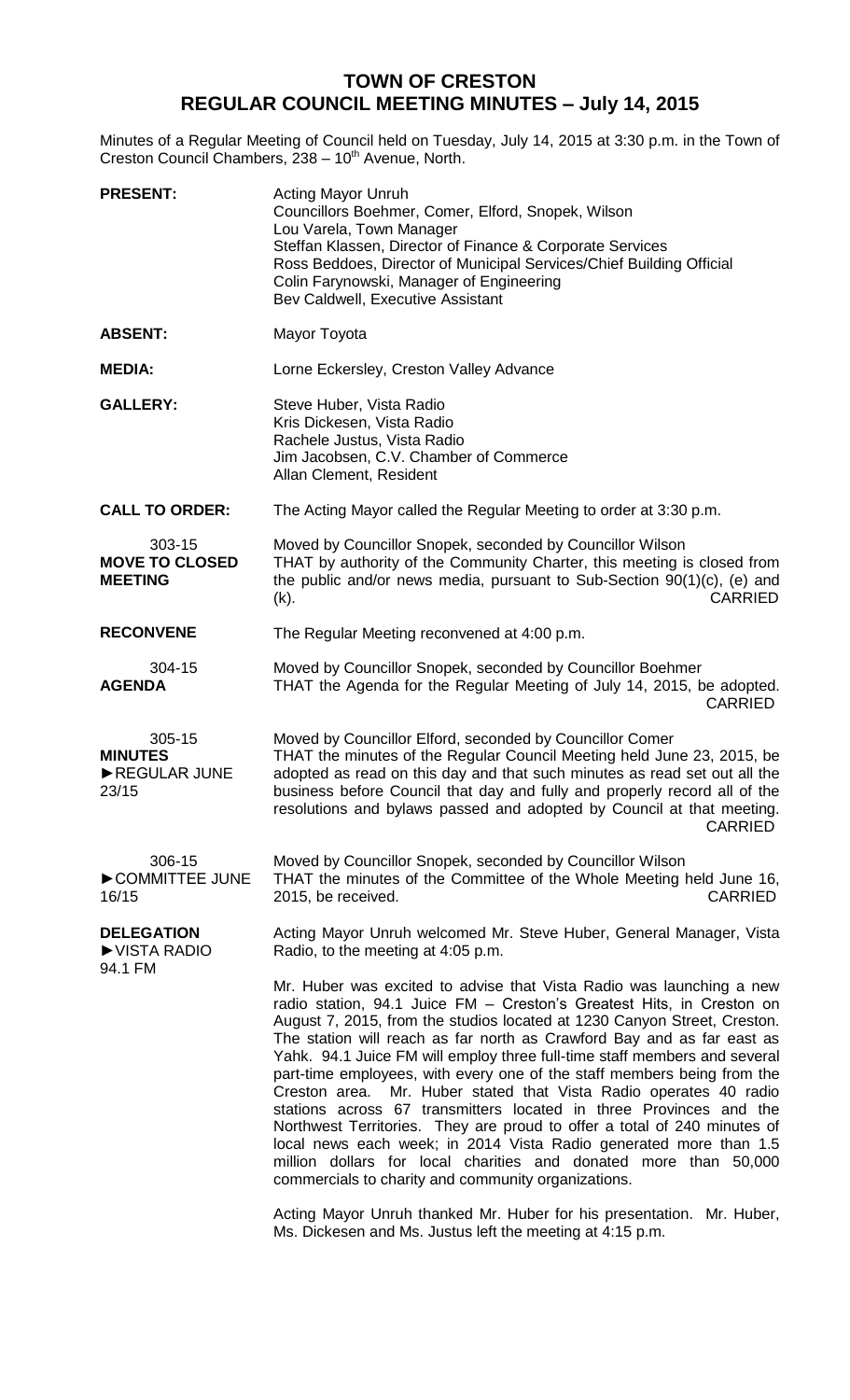# TOWN OF CRESTON
## REGULAR COUNCIL MEETING MINUTES – July 14, 2015

Minutes of a Regular Meeting of Council held on Tuesday, July 14, 2015 at 3:30 p.m. in the Town of Creston Council Chambers, 238 – 10th Avenue, North.

**PRESENT:**
Acting Mayor Unruh
Councillors Boehmer, Comer, Elford, Snopek, Wilson
Lou Varela, Town Manager
Steffan Klassen, Director of Finance & Corporate Services
Ross Beddoes, Director of Municipal Services/Chief Building Official
Colin Farynowski, Manager of Engineering
Bev Caldwell, Executive Assistant

**ABSENT:** Mayor Toyota

**MEDIA:** Lorne Eckersley, Creston Valley Advance

**GALLERY:**
Steve Huber, Vista Radio
Kris Dickesen, Vista Radio
Rachele Justus, Vista Radio
Jim Jacobsen, C.V. Chamber of Commerce
Allan Clement, Resident

**CALL TO ORDER:** The Acting Mayor called the Regular Meeting to order at 3:30 p.m.

**303-15 MOVE TO CLOSED MEETING**
Moved by Councillor Snopek, seconded by Councillor Wilson
THAT by authority of the Community Charter, this meeting is closed from the public and/or news media, pursuant to Sub-Section 90(1)(c), (e) and (k). CARRIED

**RECONVENE** The Regular Meeting reconvened at 4:00 p.m.

**304-15 AGENDA**
Moved by Councillor Snopek, seconded by Councillor Boehmer
THAT the Agenda for the Regular Meeting of July 14, 2015, be adopted. CARRIED

**305-15 MINUTES ►REGULAR JUNE 23/15**
Moved by Councillor Elford, seconded by Councillor Comer
THAT the minutes of the Regular Council Meeting held June 23, 2015, be adopted as read on this day and that such minutes as read set out all the business before Council that day and fully and properly record all of the resolutions and bylaws passed and adopted by Council at that meeting. CARRIED

**306-15 ►COMMITTEE JUNE 16/15**
Moved by Councillor Snopek, seconded by Councillor Wilson
THAT the minutes of the Committee of the Whole Meeting held June 16, 2015, be received. CARRIED

**DELEGATION ►VISTA RADIO 94.1 FM**
Acting Mayor Unruh welcomed Mr. Steve Huber, General Manager, Vista Radio, to the meeting at 4:05 p.m.

Mr. Huber was excited to advise that Vista Radio was launching a new radio station, 94.1 Juice FM – Creston's Greatest Hits, in Creston on August 7, 2015, from the studios located at 1230 Canyon Street, Creston. The station will reach as far north as Crawford Bay and as far east as Yahk. 94.1 Juice FM will employ three full-time staff members and several part-time employees, with every one of the staff members being from the Creston area. Mr. Huber stated that Vista Radio operates 40 radio stations across 67 transmitters located in three Provinces and the Northwest Territories. They are proud to offer a total of 240 minutes of local news each week; in 2014 Vista Radio generated more than 1.5 million dollars for local charities and donated more than 50,000 commercials to charity and community organizations.

Acting Mayor Unruh thanked Mr. Huber for his presentation. Mr. Huber, Ms. Dickesen and Ms. Justus left the meeting at 4:15 p.m.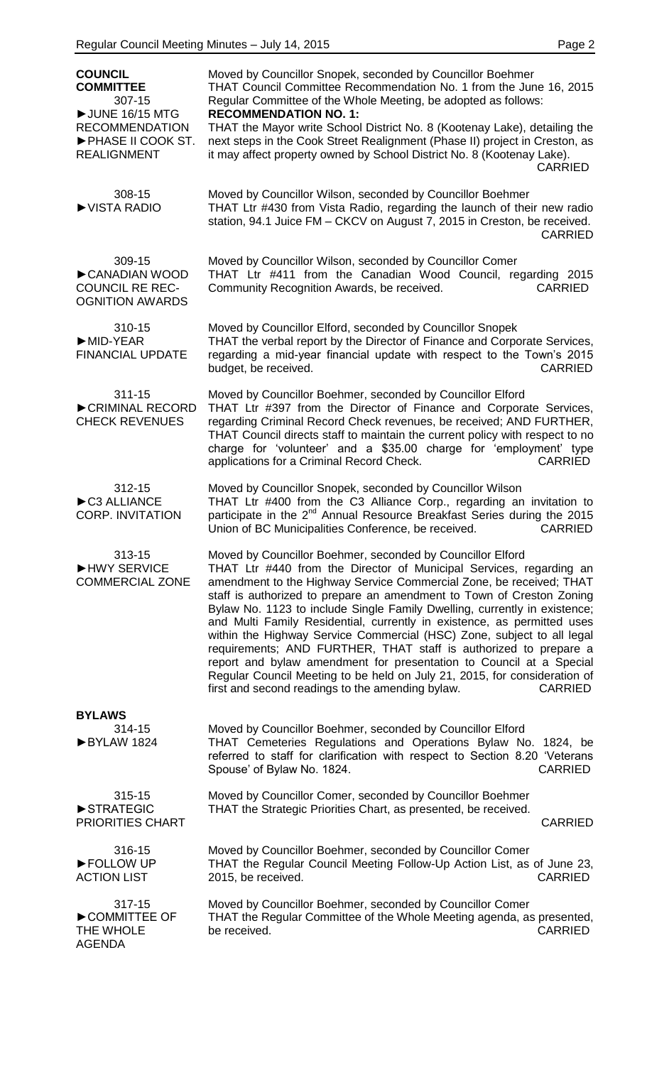**COUNCIL COMMITTEE**

307-15
►JUNE 16/15 MTG RECOMMENDATION
►PHASE II COOK ST. REALIGNMENT

Moved by Councillor Snopek, seconded by Councillor Boehmer
THAT Council Committee Recommendation No. 1 from the June 16, 2015 Regular Committee of the Whole Meeting, be adopted as follows:
**RECOMMENDATION NO. 1:**
THAT the Mayor write School District No. 8 (Kootenay Lake), detailing the next steps in the Cook Street Realignment (Phase II) project in Creston, as it may affect property owned by School District No. 8 (Kootenay Lake).
CARRIED

308-15
►VISTA RADIO

Moved by Councillor Wilson, seconded by Councillor Boehmer
THAT Ltr #430 from Vista Radio, regarding the launch of their new radio station, 94.1 Juice FM – CKCV on August 7, 2015 in Creston, be received.
CARRIED

309-15
►CANADIAN WOOD COUNCIL RE RECOGNITION AWARDS

Moved by Councillor Wilson, seconded by Councillor Comer
THAT Ltr #411 from the Canadian Wood Council, regarding 2015 Community Recognition Awards, be received.
CARRIED

310-15
►MID-YEAR FINANCIAL UPDATE

Moved by Councillor Elford, seconded by Councillor Snopek
THAT the verbal report by the Director of Finance and Corporate Services, regarding a mid-year financial update with respect to the Town's 2015 budget, be received.
CARRIED

311-15
►CRIMINAL RECORD CHECK REVENUES

Moved by Councillor Boehmer, seconded by Councillor Elford
THAT Ltr #397 from the Director of Finance and Corporate Services, regarding Criminal Record Check revenues, be received; AND FURTHER, THAT Council directs staff to maintain the current policy with respect to no charge for 'volunteer' and a $35.00 charge for 'employment' type applications for a Criminal Record Check.
CARRIED

312-15
►C3 ALLIANCE CORP. INVITATION

Moved by Councillor Snopek, seconded by Councillor Wilson
THAT Ltr #400 from the C3 Alliance Corp., regarding an invitation to participate in the 2nd Annual Resource Breakfast Series during the 2015 Union of BC Municipalities Conference, be received.
CARRIED

313-15
►HWY SERVICE COMMERCIAL ZONE

Moved by Councillor Boehmer, seconded by Councillor Elford
THAT Ltr #440 from the Director of Municipal Services, regarding an amendment to the Highway Service Commercial Zone, be received; THAT staff is authorized to prepare an amendment to Town of Creston Zoning Bylaw No. 1123 to include Single Family Dwelling, currently in existence; and Multi Family Residential, currently in existence, as permitted uses within the Highway Service Commercial (HSC) Zone, subject to all legal requirements; AND FURTHER, THAT staff is authorized to prepare a report and bylaw amendment for presentation to Council at a Special Regular Council Meeting to be held on July 21, 2015, for consideration of first and second readings to the amending bylaw.
CARRIED

**BYLAWS**

314-15
►BYLAW 1824

Moved by Councillor Boehmer, seconded by Councillor Elford
THAT Cemeteries Regulations and Operations Bylaw No. 1824, be referred to staff for clarification with respect to Section 8.20 'Veterans Spouse' of Bylaw No. 1824.
CARRIED

315-15
►STRATEGIC PRIORITIES CHART

Moved by Councillor Comer, seconded by Councillor Boehmer
THAT the Strategic Priorities Chart, as presented, be received.
CARRIED

316-15
►FOLLOW UP ACTION LIST

Moved by Councillor Boehmer, seconded by Councillor Comer
THAT the Regular Council Meeting Follow-Up Action List, as of June 23, 2015, be received.
CARRIED

317-15
►COMMITTEE OF THE WHOLE AGENDA

Moved by Councillor Boehmer, seconded by Councillor Comer
THAT the Regular Committee of the Whole Meeting agenda, as presented, be received.
CARRIED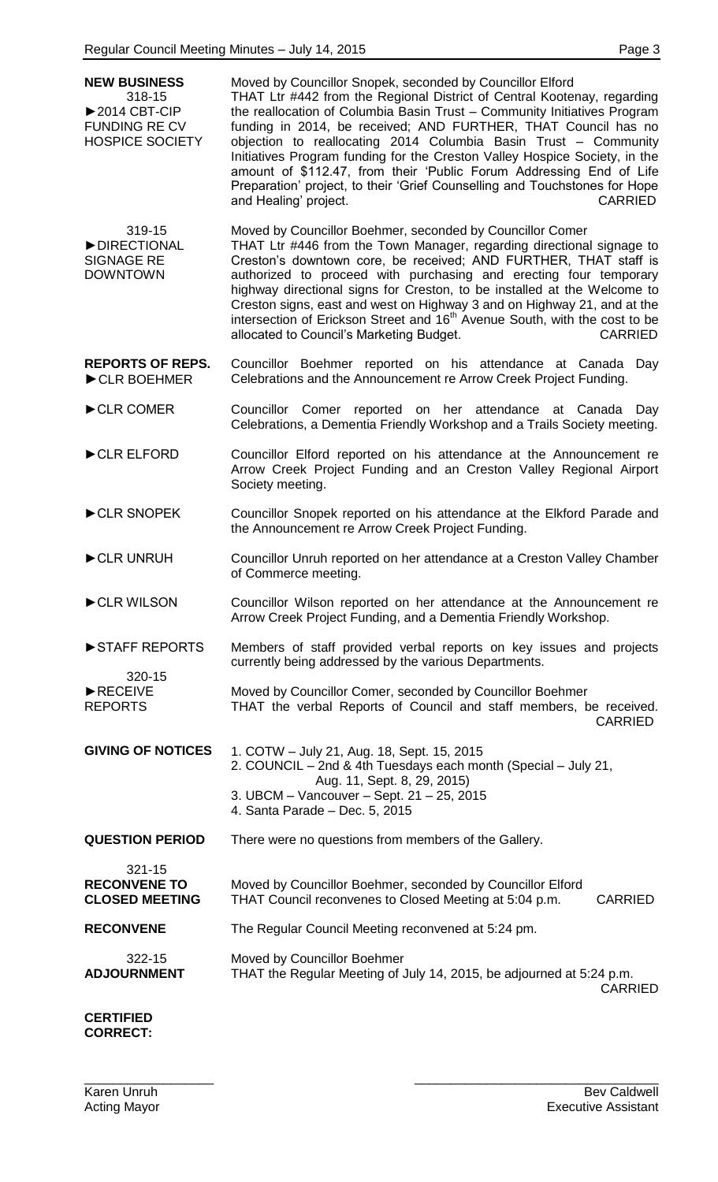**NEW BUSINESS**
318-15
►2014 CBT-CIP FUNDING RE CV HOSPICE SOCIETY

Moved by Councillor Snopek, seconded by Councillor Elford
THAT Ltr #442 from the Regional District of Central Kootenay, regarding the reallocation of Columbia Basin Trust – Community Initiatives Program funding in 2014, be received; AND FURTHER, THAT Council has no objection to reallocating 2014 Columbia Basin Trust – Community Initiatives Program funding for the Creston Valley Hospice Society, in the amount of $112.47, from their 'Public Forum Addressing End of Life Preparation' project, to their 'Grief Counselling and Touchstones for Hope and Healing' project. CARRIED

319-15
►DIRECTIONAL SIGNAGE RE DOWNTOWN

Moved by Councillor Boehmer, seconded by Councillor Comer
THAT Ltr #446 from the Town Manager, regarding directional signage to Creston's downtown core, be received; AND FURTHER, THAT staff is authorized to proceed with purchasing and erecting four temporary highway directional signs for Creston, to be installed at the Welcome to Creston signs, east and west on Highway 3 and on Highway 21, and at the intersection of Erickson Street and 16th Avenue South, with the cost to be allocated to Council's Marketing Budget. CARRIED

**REPORTS OF REPS.**
►CLR BOEHMER

Councillor Boehmer reported on his attendance at Canada Day Celebrations and the Announcement re Arrow Creek Project Funding.

►CLR COMER

Councillor Comer reported on her attendance at Canada Day Celebrations, a Dementia Friendly Workshop and a Trails Society meeting.

►CLR ELFORD

Councillor Elford reported on his attendance at the Announcement re Arrow Creek Project Funding and an Creston Valley Regional Airport Society meeting.

►CLR SNOPEK

Councillor Snopek reported on his attendance at the Elkford Parade and the Announcement re Arrow Creek Project Funding.

►CLR UNRUH

Councillor Unruh reported on her attendance at a Creston Valley Chamber of Commerce meeting.

►CLR WILSON

Councillor Wilson reported on her attendance at the Announcement re Arrow Creek Project Funding, and a Dementia Friendly Workshop.

►STAFF REPORTS

Members of staff provided verbal reports on key issues and projects currently being addressed by the various Departments.

320-15
►RECEIVE REPORTS

Moved by Councillor Comer, seconded by Councillor Boehmer
THAT the verbal Reports of Council and staff members, be received. CARRIED

**GIVING OF NOTICES**

1. COTW – July 21, Aug. 18, Sept. 15, 2015
2. COUNCIL – 2nd & 4th Tuesdays each month (Special – July 21, Aug. 11, Sept. 8, 29, 2015)
3. UBCM – Vancouver – Sept. 21 – 25, 2015
4. Santa Parade – Dec. 5, 2015

**QUESTION PERIOD**

There were no questions from members of the Gallery.

321-15
**RECONVENE TO CLOSED MEETING**

Moved by Councillor Boehmer, seconded by Councillor Elford
THAT Council reconvenes to Closed Meeting at 5:04 p.m. CARRIED

**RECONVENE**

The Regular Council Meeting reconvened at 5:24 pm.

322-15
**ADJOURNMENT**

Moved by Councillor Boehmer
THAT the Regular Meeting of July 14, 2015, be adjourned at 5:24 p.m. CARRIED

**CERTIFIED CORRECT:**

\_\_\_\_\_\_\_\_\_\_\_\_\_\_\_\_\_\_
Karen Unruh
Acting Mayor

\_\_\_\_\_\_\_\_\_\_\_\_\_\_\_\_\_\_
Bev Caldwell
Executive Assistant